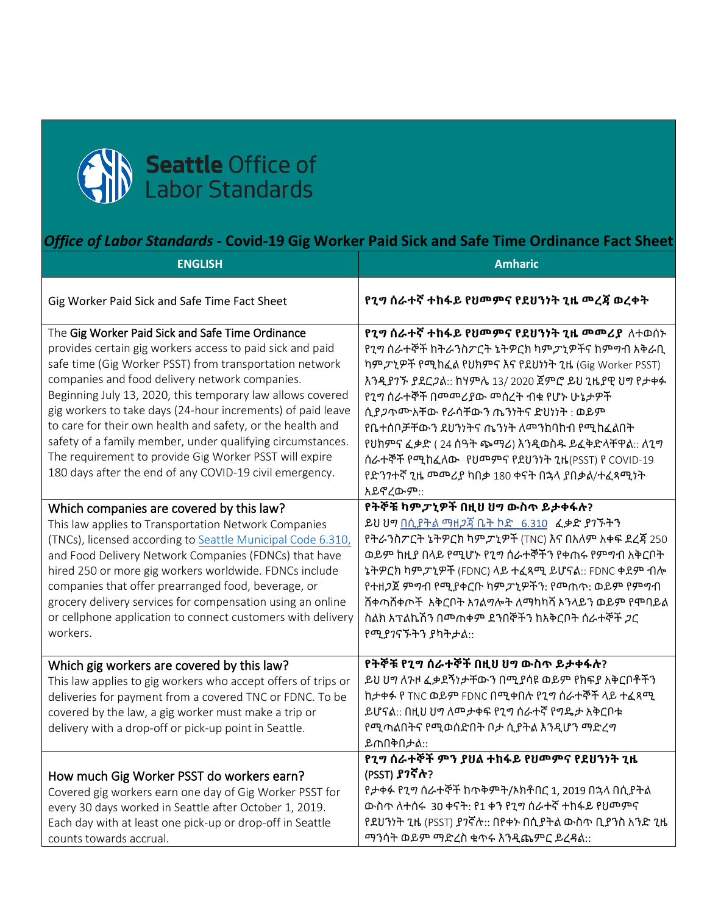**Seattle** Office of Labor Standards

## *Office of Labor Standards* - Covid-19 Gig Worker Paid Sick and Safe Time Ordinance Fact Sheet

| ENGLISH | Amharic |
|---|---|
| Gig Worker Paid Sick and Safe Time Fact Sheet | **የጊግ ሰራተኛ ተከፋይ የህመምና የደህንነት ጊዜ መረጃ ወረቀት** |
| The Gig Worker Paid Sick and Safe Time Ordinance provides certain gig workers access to paid sick and paid safe time (Gig Worker PSST) from transportation network companies and food delivery network companies. Beginning July 13, 2020, this temporary law allows covered gig workers to take days (24-hour increments) of paid leave to care for their own health and safety, or the health and safety of a family member, under qualifying circumstances. The requirement to provide Gig Worker PSST will expire 180 days after the end of any COVID-19 civil emergency. | ***የጊግ ሰራተኛ ተከፋይ የህመምና የደህንነት ጊዜ መመሪያ*** ለተወሰኑ የጊግ ሰራተኞች ከትራንስፖርት ኔትዎርክ ካምፓኒዎችና ከምግብ አቅራቢ ካምፓኒዎች የሚከፈል የህክምና እና የደህንነት ጊዜ (Gig Worker PSST) እንዲያገኙ ያደርጋል:: ከሃምሌ 13/ 2020 ጀምሮ ይህ ጊዜያዊ ህግ የታቀፉ የጊግ ሰራተኞች በመመሪያው መሰረት ብቁ የሆኑ ሁኔታዎች ሲያጋጥሙአቸው የራሳቸውን ጤንነትና ድህነነት : ወይም የቤተሰቦቻቸውን ደህንነትና ጤንነት ለመንከባከብ የሚከፈልበት የህክምና ፈቃድ ( 24 ሰዓት ጭማሪ) እንዲወስዱ ይፈቅድላቸዋል:: ለጊግ ሰራተኞች የሚከፈለው የህመምና የደህንነት ጊዜ(PSST) የ COVID-19 የድንገተኛ ጊዜ መመሪያ ካበቃ 180 ቀናት በኋላ ያበቃል/ተፈጻሚነት አይኖረውም:: |
| **Which companies are covered by this law?** This law applies to Transportation Network Companies (TNCs), licensed according to [Seattle Municipal Code 6.310,](#) and Food Delivery Network Companies (FDNCs) that have hired 250 or more gig workers worldwide. FDNCs include companies that offer prearranged food, beverage, or grocery delivery services for compensation using an online or cellphone application to connect customers with delivery workers. | **የትኞቹ ካምፓኒዎች በዚህ ህግ ውስጥ ይታቀፋሉ?** ይህ ህግ [በሲያትል ማዘጋጃ ቤት ኮድ 6.310](#) ፈቃድ ያገኙትን የትራንስፖርት ኔትዎርክ ካምፓኒዎች (TNC) እና በአለም አቀፍ ደረጃ 250 ወይም ከዚያ በላይ የሚሆኑ የጊግ ሰራተኞችን የቀጠሩ የምግብ አቅርቦት ኔትዎርክ ካምፓኒዎች (FDNC) ላይ ተፈጻሚ ይሆናል:: FDNC ቀደም ብሎ የተዘጋጀ ምግብ የሚያቀርቡ ካምፓኒዎችን: የመጠጥ: ወይም የምግብ ሸቀጣሸቀጦች አቅርቦት አገልግሎት ለማካካሻ ኦንላይን ወይም የሞባይል ስልክ አፕልኬሽን በመጠቀም ደንበኞችን ከአቅርቦት ሰራተኞች ጋር የሚያገናኙትን ያካትታል:: |
| **Which gig workers are covered by this law?** This law applies to gig workers who accept offers of trips or deliveries for payment from a covered TNC or FDNC. To be covered by the law, a gig worker must make a trip or delivery with a drop-off or pick-up point in Seattle. | **የትኞቹ የጊግ ሰራተኞች በዚህ ህግ ውስጥ ይታቀፋሉ?** ይህ ህግ ለጉዞ ፈቃደኝነታቸውን በሚያሳዩ ወይም የክፍያ አቅርቦቶችን ከታቀፉ የ TNC ወይም FDNC በሚቀበሉ የጊግ ሰራተኞች ላይ ተፈጻሚ ይሆናል:: በዚህ ህግ ለመታቀፍ የጊግ ሰራተኛ የግዴታ አቅርቦቱ የሚጣልበትና የሚወሰድበት ቦታ ሲያትል እንዲሆን ማድረግ ይጠበቅበታል:: |
| **How much Gig Worker PSST do workers earn?** Covered gig workers earn one day of Gig Worker PSST for every 30 days worked in Seattle after October 1, 2019. Each day with at least one pick-up or drop-off in Seattle counts towards accrual. | **የጊግ ሰራተኞች ምን ያህል ተከፋይ የህመምና የደህንነት ጊዜ (PSST) ያገኛሉ?** የታቀፉ የጊግ ሰራተኞች ከጥቅምት/ኦክቶበር 1, 2019 በኋላ በሲያትል ውስጥ ለተሰሩ 30 ቀናት: የ1 ቀን የጊግ ሰራተኛ ተከፋይ የህመምና የደህንነት ጊዜ (PSST) ያገኛሉ:: በየቀኑ በሲያትል ውስጥ ቢያንስ አንድ ጊዜ ማንሳት ወይም ማድረስ ቁጥሩ እንዲጨምር ይረዳል:: |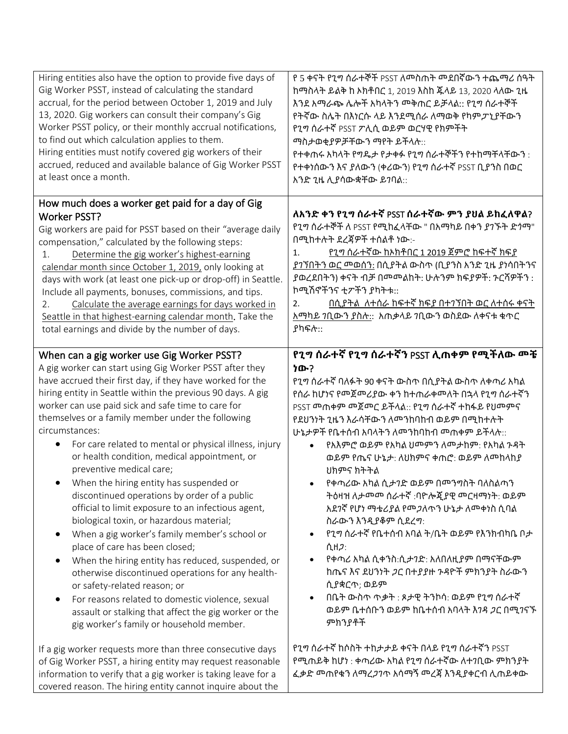| | |
|---|---|
| Hiring entities also have the option to provide five days of Gig Worker PSST, instead of calculating the standard accrual, for the period between October 1, 2019 and July 13, 2020. Gig workers can consult their company's Gig Worker PSST policy, or their monthly accrual notifications, to find out which calculation applies to them.<br>Hiring entities must notify covered gig workers of their accrued, reduced and available balance of Gig Worker PSST at least once a month. | የ 5 ቀናት የጊግ ሰራተኞች PSST ለመስጠት መደበኛውን ተጨማሪ ሰዓት ከማስላት ይልቅ ከ ኦክቶበር 1, 2019 እስከ ጁላይ 13, 2020 ላለው ጊዜ እንደ አማራጭ ሌሎች አካላትን መቅጠር ይቻላል:: የጊግ ሰራተኞች የትኛው ስሌት በእነርሱ ላይ እንደሚሰራ ለማወቅ የካምፓኒያቸውን የጊግ ሰራተኛ PSST ፖሊሲ ወይም ወርሃዊ የክምችት ማስታወቂያዎቻቸውን ማየት ይችላሉ::<br>የተቀጠሩ አካላት የግዴታ የታቀፉ የጊግ ሰራተኞችን የተከማቸላቸውን ፡ የተቀነሰውን እና ያለውን (ቀሪውን) የጊግ ሰራተኛ PSST ቢያንስ በወር አንድ ጊዜ ሊያሳውቋቸው ይገባል:: |
| **How much does a worker get paid for a day of Gig Worker PSST?**<br>Gig workers are paid for PSST based on their "average daily compensation," calculated by the following steps:<br>1. <u>Determine the gig worker's highest-earning calendar month since October 1, 2019,</u> only looking at days with work (at least one pick-up or drop-off) in Seattle. Include all payments, bonuses, commissions, and tips.<br>2. <u>Calculate the average earnings for days worked in Seattle in that highest-earning calendar month</u>. Take the total earnings and divide by the number of days. | **ለአንድ ቀን የጊግ ሰራተኛ PSST ሰራተኛው ምን ያህል ይከፈለዋል?**<br>የጊግ ሰራተኞች ለ PSST የሚከፈላቸው " በአማካይ በቀን ያገኙት ድጎማ" በሚከተሉት ደረጃዎች ተሰልቶ ነው:-<br>1. <u>የጊግ ሰራተኛው ከኦክቶበር 1 2019 ጀምሮ ከፍተኛ ክፍያ ያገኘበትን ወር መወሰን:</u> በሲያትል ውስጥ (ቢያንስ አንድ ጊዜ ያነሳበትንና ያወረደበትን) ቀናት ብቻ በመመልከት: ሁሉንም ክፍያዎች: ጉርሻዎችን : ኮሚሽኖችንና ቲፖችን ያካትቱ::<br>2. <u>በሲያትል ለተሰራ ከፍተኛ ክፍያ በተገኘበት ወር ለተሰሩ ቀናት አማካይ ገቢውን ያስሉ::</u> አጠቃላይ ገቢውን ወስደው ለቀናቱ ቁጥር ያካፍሉ:: |
| **When can a gig worker use Gig Worker PSST?**<br>A gig worker can start using Gig Worker PSST after they have accrued their first day, if they have worked for the hiring entity in Seattle within the previous 90 days. A gig worker can use paid sick and safe time to care for themselves or a family member under the following circumstances:<br>• For care related to mental or physical illness, injury or health condition, medical appointment, or preventive medical care;<br>• When the hiring entity has suspended or discontinued operations by order of a public official to limit exposure to an infectious agent, biological toxin, or hazardous material;<br>• When a gig worker's family member's school or place of care has been closed;<br>• When the hiring entity has reduced, suspended, or otherwise discontinued operations for any health- or safety-related reason; or<br>• For reasons related to domestic violence, sexual assault or stalking that affect the gig worker or the gig worker's family or household member.<br><br>If a gig worker requests more than three consecutive days of Gig Worker PSST, a hiring entity may request reasonable information to verify that a gig worker is taking leave for a covered reason. The hiring entity cannot inquire about the | **የጊግ ሰራተኛ የጊግ ሰራተኛን PSST ሊጠቀም የሚችለው መቼ ነው?**<br>የጊግ ሰራተኛ ባለፉት 90 ቀናት ውስጥ በሲያትል ውስጥ ለቀጣሪ አካል የሰራ ከሆነና የመጀመሪያው ቀን ከተጠራቀመለት በኋላ የጊግ ሰራተኛን PSST መጠቀም መጀመር ይችላል:: የጊግ ሰራተኛ ተከፋይ የህመምና የደህንነት ጊዜን እራሳቸውን ለመንከባከብ ወይም በሚከተሉት ሁኔታዎች የቤተሰብ አባላትን ለመንከባከብ መጠቀም ይችላሉ::<br>• የአእምሮ ወይም የአካል ህመምን ለመታከም: የአካል ጉዳት ወይም የጤና ሁኔታ: ለህክምና ቀጠሮ: ወይም ለመከላከያ ህክምና ክትትል<br>• የቀጣሪው አካል ሲታገድ ወይም በመንግስት ባለስልጣን ትዕዛዝ ለታመመ ሰራተኛ :ባዮሎጂያዊ መርዛማነት: ወይም አደገኛ የሆነ ማቴሪያል የመጋለጥን ሁኔታ ለመቀነስ ሲባል ስራውን እንዲያቆም ሲደረግ:<br>• የጊግ ሰራተኛ የቤተሰብ አባል ት/ቤት ወይም የእንክብካቤ ቦታ ሲዘጋ:<br>• የቀጣሪ አካል ሲቀንስ:ሲታገድ: አለበለዚያም በማናቸውም ከጤና እና ደህንነት ጋር በተያያዙ ጉዳዮች ምክንያት ስራውን ሲያቋርጥ; ወይም<br>• በቤት ውስጥ ጥቃት : ጾታዊ ትንኮሳ: ወይም የጊግ ሰራተኛ ወይም ቤተሰቡን ወይም ከቤተሰብ አባላት እገዳ ጋር በሚገናኙ ምክንያቶች<br><br>የጊግ ሰራተኛ ከሶስት ተከታታይ ቀናት በላይ የጊግ ሰራተኛን PSST የሚጠይቅ ከሆነ : ቀጣሪው አካል የጊግ ሰራተኛው ለተገቢው ምክንያት ፈቃድ መጠየቁን ለማረጋገጥ አሳማኝ መረጃ እንዲያቀርብ ሊጠይቀው |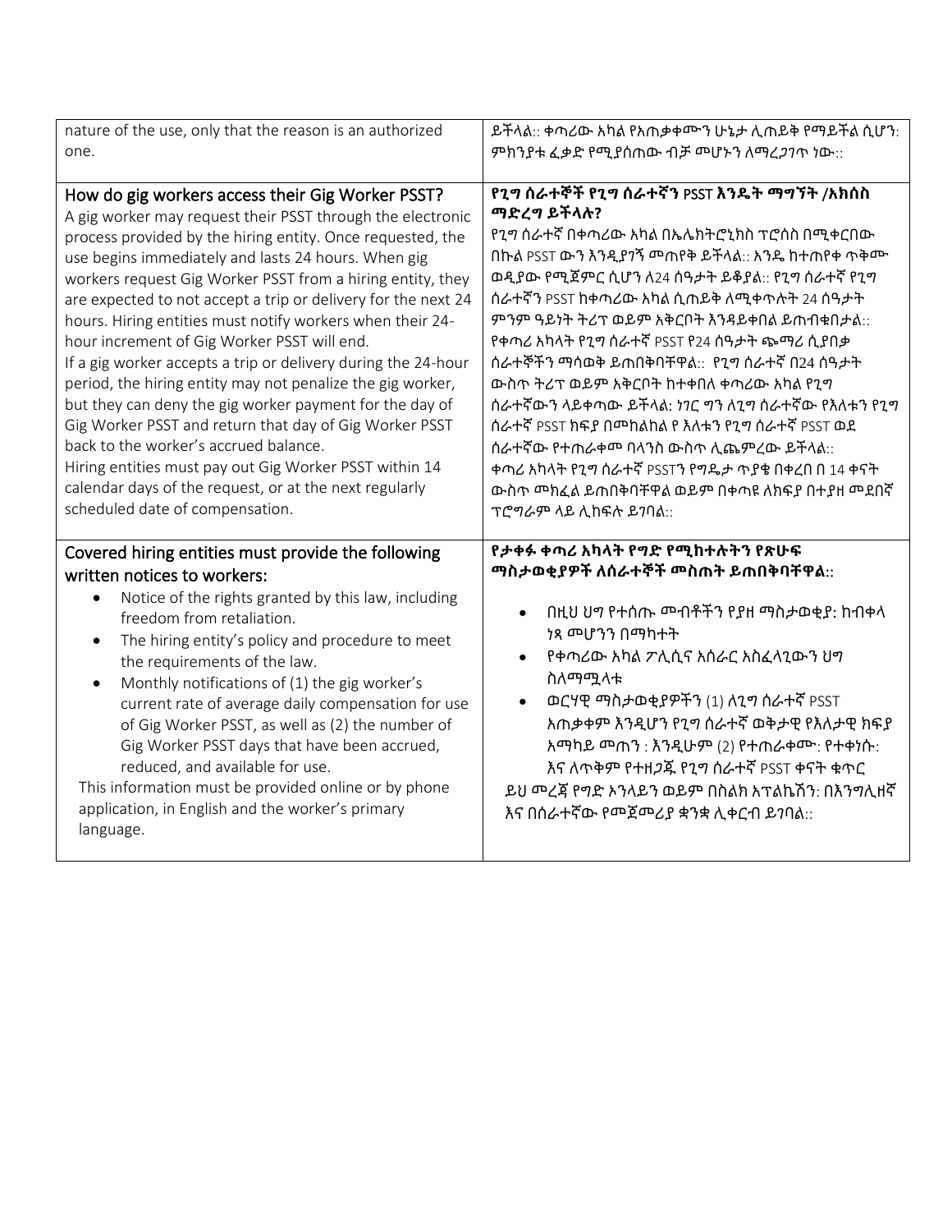| | |
|---|---|
| nature of the use, only that the reason is an authorized one. | ይችላል:: ቀጣሪው አካል የአጠቃቀሙን ሁኔታ ሊጠይቅ የማይችል ሲሆን: ምክንያቱ ፈቃድ የሚያሰጠው ብቻ መሆኑን ለማረጋገጥ ነው:: |
| How do gig workers access their Gig Worker PSST?<br>A gig worker may request their PSST through the electronic process provided by the hiring entity. Once requested, the use begins immediately and lasts 24 hours. When gig workers request Gig Worker PSST from a hiring entity, they are expected to not accept a trip or delivery for the next 24 hours. Hiring entities must notify workers when their 24-hour increment of Gig Worker PSST will end.<br>If a gig worker accepts a trip or delivery during the 24-hour period, the hiring entity may not penalize the gig worker, but they can deny the gig worker payment for the day of Gig Worker PSST and return that day of Gig Worker PSST back to the worker's accrued balance.<br>Hiring entities must pay out Gig Worker PSST within 14 calendar days of the request, or at the next regularly scheduled date of compensation. | **የጊግ ሰራተኞች የጊግ ሰራተኛን PSST እንዴት ማግኘት /አክሰስ ማድረግ ይችላሉ?**<br>የጊግ ሰራተኛ በቀጣሪው አካል በኤሌክትሮኒክስ ፕሮሰስ በሚቀርበው በኩል PSST ውን እንዲያገኝ መጠየቅ ይችላል:: አንዴ ከተጠየቀ ጥቅሙ ወዲያው የሚጀምር ሲሆን ለ24 ሰዓታት ይቆያል:: የጊግ ሰራተኛ የጊግ ሰራተኛን PSST ከቀጣሪው አካል ሲጠይቅ ለሚቀጥሉት 24 ሰዓታት ምንም ዓይነት ትሪፕ ወይም አቅርቦት እንዳይቀበል ይጠብቁበታል:: የቀጣሪ አካላት የጊግ ሰራተኛ PSST የ24 ሰዓታት ጭማሪ ሲያበቃ ሰራተኞችን ማሳወቅ ይጠበቅባቸዋል:: የጊግ ሰራተኛ በ24 ሰዓታት ውስጥ ትሪፕ ወይም አቅርቦት ከተቀበለ ቀጣሪው አካል የጊግ ሰራተኛውን ላይቀጣው ይችላል: ነገር ግን ለጊግ ሰራተኛው የእለቱን የጊግ ሰራተኛ PSST ክፍያ በመከልከል የ እለቱን የጊግ ሰራተኛ PSST ወደ ሰራተኛው የተጠራቀመ ባላንስ ውስጥ ሊጨምረው ይችላል::<br>ቀጣሪ አካላት የጊግ ሰራተኛ PSSTን የግዴታ ጥያቄ በቀረበ በ 14 ቀናት ውስጥ መክፈል ይጠበቅባቸዋል ወይም በቀጣዩ ለክፍያ በተያዘ መደበኛ ፕሮግራም ላይ ሊከፍሉ ይገባል:: |
| Covered hiring entities must provide the following written notices to workers:<br>• Notice of the rights granted by this law, including freedom from retaliation.<br>• The hiring entity's policy and procedure to meet the requirements of the law.<br>• Monthly notifications of (1) the gig worker's current rate of average daily compensation for use of Gig Worker PSST, as well as (2) the number of Gig Worker PSST days that have been accrued, reduced, and available for use.<br>This information must be provided online or by phone application, in English and the worker's primary language. | **የታቀፉ ቀጣሪ አካላት የግድ የሚከተሉትን የጽሁፍ ማስታወቂያዎች ለሰራተኞች መስጠት ይጠበቅባቸዋል::**<br>• በዚህ ህግ የተሰጡ መብቶችን የያዘ ማስታወቂያ: ከብቀላ ነጻ መሆንን በማካተት<br>• የቀጣሪው አካል ፖሊሲና አሰራር አስፈላጊውን ህግ ስለማሟላቱ<br>• ወርሃዊ ማስታወቂያዎችን (1) ለጊግ ሰራተኛ PSST አጠቃቀም እንዲሆን የጊግ ሰራተኛ ወቅታዊ የእለታዊ ክፍያ አማካይ መጠን : እንዲሁም (2) የተጠራቀሙ: የተቀነሱ: እና ለጥቅም የተዘጋጁ የጊግ ሰራተኛ PSST ቀናት ቁጥር<br>ይህ መረጃ የግድ ኦንላይን ወይም በስልክ አፕልኬሽን: በእንግሊዘኛ እና በሰራተኛው የመጀመሪያ ቋንቋ ሊቀርብ ይገባል:: |